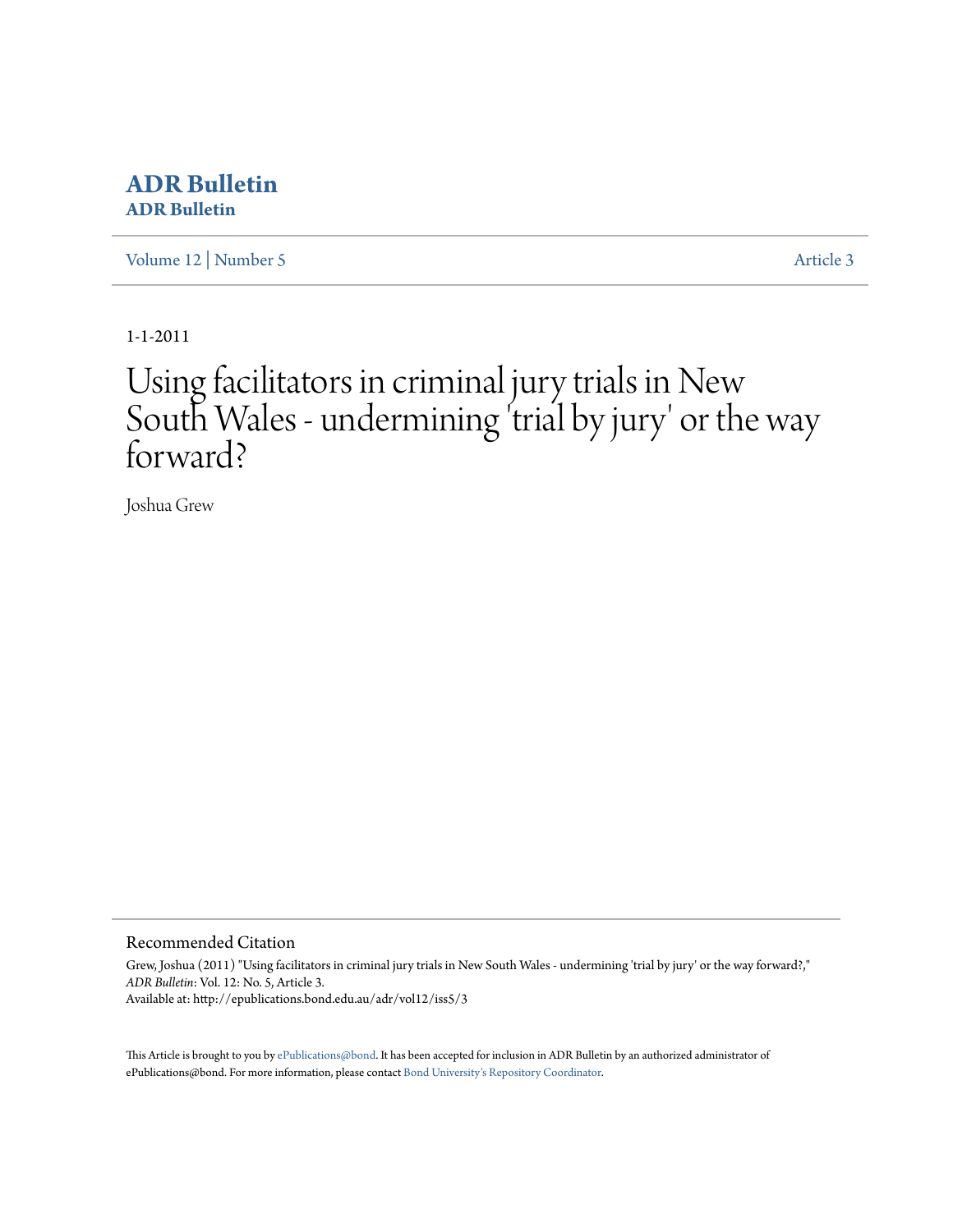# ADR Bulletin

## ADR Bulletin

Volume 12 | Number 5 Article 3

1-1-2011

# Using facilitators in criminal jury trials in New South Wales - undermining 'trial by jury' or the way forward?

Joshua Grew

### Recommended Citation

Grew, Joshua (2011) "Using facilitators in criminal jury trials in New South Wales - undermining 'trial by jury' or the way forward?," *ADR Bulletin*: Vol. 12: No. 5, Article 3.
Available at: http://epublications.bond.edu.au/adr/vol12/iss5/3

This Article is brought to you by ePublications@bond. It has been accepted for inclusion in ADR Bulletin by an authorized administrator of ePublications@bond. For more information, please contact Bond University's Repository Coordinator.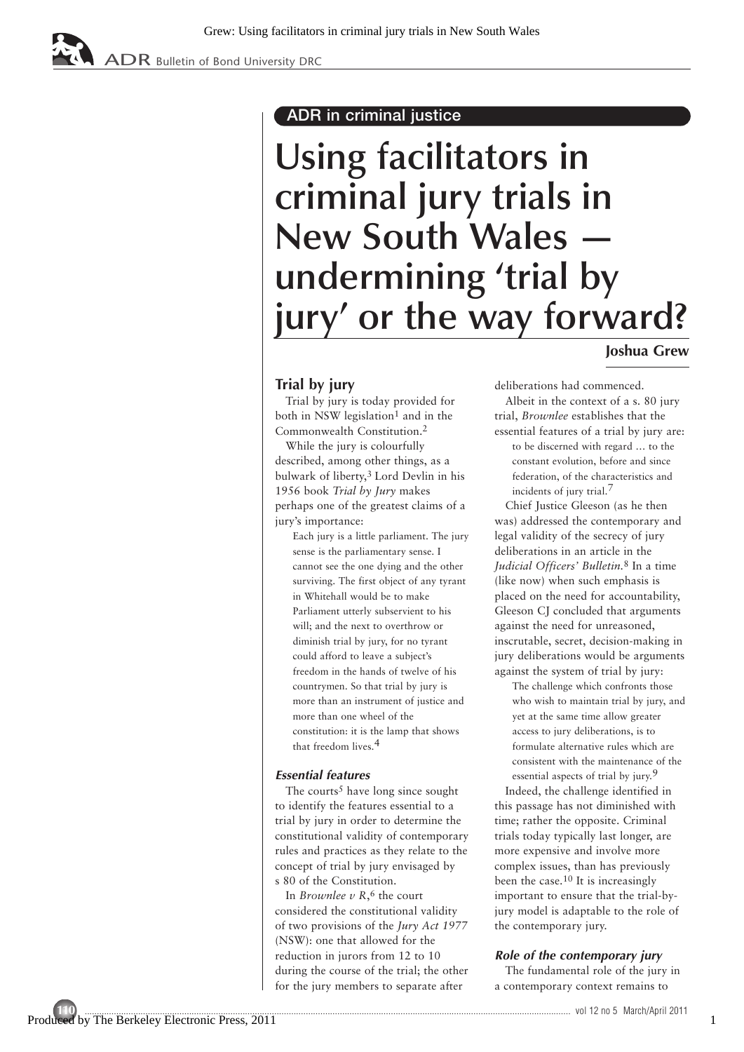ADR in criminal justice

# Using facilitators in criminal jury trials in New South Wales — undermining 'trial by jury' or the way forward?

**Joshua Grew**

## Trial by jury

Trial by jury is today provided for both in NSW legislation[1] and in the Commonwealth Constitution.[2]

While the jury is colourfully described, among other things, as a bulwark of liberty,[3] Lord Devlin in his 1956 book *Trial by Jury* makes perhaps one of the greatest claims of a jury's importance:

> Each jury is a little parliament. The jury sense is the parliamentary sense. I cannot see the one dying and the other surviving. The first object of any tyrant in Whitehall would be to make Parliament utterly subservient to his will; and the next to overthrow or diminish trial by jury, for no tyrant could afford to leave a subject's freedom in the hands of twelve of his countrymen. So that trial by jury is more than an instrument of justice and more than one wheel of the constitution: it is the lamp that shows that freedom lives.[4]

### *Essential features*

The courts[5] have long since sought to identify the features essential to a trial by jury in order to determine the constitutional validity of contemporary rules and practices as they relate to the concept of trial by jury envisaged by s 80 of the Constitution.

In *Brownlee v R*,[6] the court considered the constitutional validity of two provisions of the *Jury Act 1977* (NSW): one that allowed for the reduction in jurors from 12 to 10 during the course of the trial; the other for the jury members to separate after deliberations had commenced.

Albeit in the context of a s. 80 jury trial, *Brownlee* establishes that the essential features of a trial by jury are:

> to be discerned with regard ... to the constant evolution, before and since federation, of the characteristics and incidents of jury trial.[7]

Chief Justice Gleeson (as he then was) addressed the contemporary and legal validity of the secrecy of jury deliberations in an article in the *Judicial Officers' Bulletin*.[8] In a time (like now) when such emphasis is placed on the need for accountability, Gleeson CJ concluded that arguments against the need for unreasoned, inscrutable, secret, decision-making in jury deliberations would be arguments against the system of trial by jury:

> The challenge which confronts those who wish to maintain trial by jury, and yet at the same time allow greater access to jury deliberations, is to formulate alternative rules which are consistent with the maintenance of the essential aspects of trial by jury.[9]

Indeed, the challenge identified in this passage has not diminished with time; rather the opposite. Criminal trials today typically last longer, are more expensive and involve more complex issues, than has previously been the case.[10] It is increasingly important to ensure that the trial-by-jury model is adaptable to the role of the contemporary jury.

### *Role of the contemporary jury*

The fundamental role of the jury in a contemporary context remains to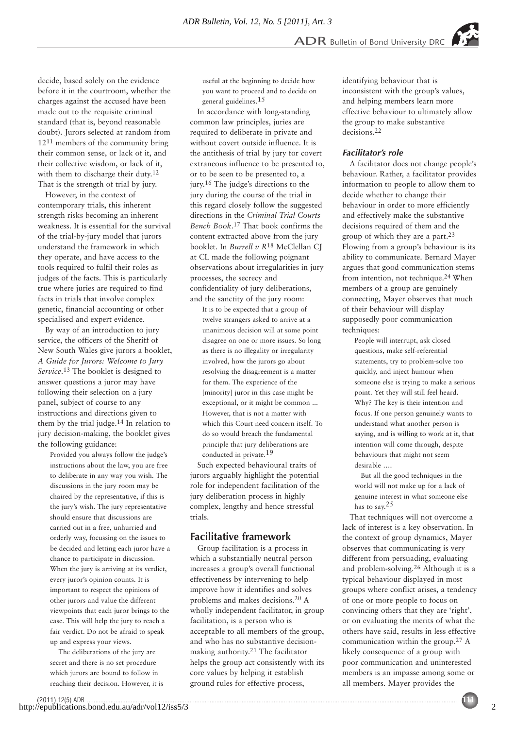decide, based solely on the evidence before it in the courtroom, whether the charges against the accused have been made out to the requisite criminal standard (that is, beyond reasonable doubt). Jurors selected at random from 12[11] members of the community bring their common sense, or lack of it, and their collective wisdom, or lack of it, with them to discharge their duty.[12] That is the strength of trial by jury.

However, in the context of contemporary trials, this inherent strength risks becoming an inherent weakness. It is essential for the survival of the trial-by-jury model that jurors understand the framework in which they operate, and have access to the tools required to fulfil their roles as judges of the facts. This is particularly true where juries are required to find facts in trials that involve complex genetic, financial accounting or other specialised and expert evidence.

By way of an introduction to jury service, the officers of the Sheriff of New South Wales give jurors a booklet, *A Guide for Jurors: Welcome to Jury Service*.[13] The booklet is designed to answer questions a juror may have following their selection on a jury panel, subject of course to any instructions and directions given to them by the trial judge.[14] In relation to jury decision-making, the booklet gives the following guidance:

> Provided you always follow the judge's instructions about the law, you are free to deliberate in any way you wish. The discussions in the jury room may be chaired by the representative, if this is the jury's wish. The jury representative should ensure that discussions are carried out in a free, unhurried and orderly way, focussing on the issues to be decided and letting each juror have a chance to participate in discussion. When the jury is arriving at its verdict, every juror's opinion counts. It is important to respect the opinions of other jurors and value the different viewpoints that each juror brings to the case. This will help the jury to reach a fair verdict. Do not be afraid to speak up and express your views.
>
> The deliberations of the jury are secret and there is no set procedure which jurors are bound to follow in reaching their decision. However, it is useful at the beginning to decide how you want to proceed and to decide on general guidelines.[15]

In accordance with long-standing common law principles, juries are required to deliberate in private and without covert outside influence. It is the antithesis of trial by jury for covert extraneous influence to be presented to, or to be seen to be presented to, a jury.[16] The judge's directions to the jury during the course of the trial in this regard closely follow the suggested directions in the *Criminal Trial Courts Bench Book*.[17] That book confirms the content extracted above from the jury booklet. In *Burrell v R*[18] McClellan CJ at CL made the following poignant observations about irregularities in jury processes, the secrecy and confidentiality of jury deliberations, and the sanctity of the jury room:

> It is to be expected that a group of twelve strangers asked to arrive at a unanimous decision will at some point disagree on one or more issues. So long as there is no illegality or irregularity involved, how the jurors go about resolving the disagreement is a matter for them. The experience of the [minority] juror in this case might be exceptional, or it might be common ... However, that is not a matter with which this Court need concern itself. To do so would breach the fundamental principle that jury deliberations are conducted in private.[19]

Such expected behavioural traits of jurors arguably highlight the potential role for independent facilitation of the jury deliberation process in highly complex, lengthy and hence stressful trials.

## Facilitative framework

Group facilitation is a process in which a substantially neutral person increases a group's overall functional effectiveness by intervening to help improve how it identifies and solves problems and makes decisions.[20] A wholly independent facilitator, in group facilitation, is a person who is acceptable to all members of the group, and who has no substantive decision-making authority.[21] The facilitator helps the group act consistently with its core values by helping it establish ground rules for effective process, identifying behaviour that is inconsistent with the group's values, and helping members learn more effective behaviour to ultimately allow the group to make substantive decisions.[22]

### *Facilitator's role*

A facilitator does not change people's behaviour. Rather, a facilitator provides information to people to allow them to decide whether to change their behaviour in order to more efficiently and effectively make the substantive decisions required of them and the group of which they are a part.[23] Flowing from a group's behaviour is its ability to communicate. Bernard Mayer argues that good communication stems from intention, not technique.[24] When members of a group are genuinely connecting, Mayer observes that much of their behaviour will display supposedly poor communication techniques:

> People will interrupt, ask closed questions, make self-referential statements, try to problem-solve too quickly, and inject humour when someone else is trying to make a serious point. Yet they will still feel heard. Why? The key is their intention and focus. If one person genuinely wants to understand what another person is saying, and is willing to work at it, that intention will come through, despite behaviours that might not seem desirable ....
>
> But all the good techniques in the world will not make up for a lack of genuine interest in what someone else has to say.[25]

That techniques will not overcome a lack of interest is a key observation. In the context of group dynamics, Mayer observes that communicating is very different from persuading, evaluating and problem-solving.[26] Although it is a typical behaviour displayed in most groups where conflict arises, a tendency of one or more people to focus on convincing others that they are 'right', or on evaluating the merits of what the others have said, results in less effective communication within the group.[27] A likely consequence of a group with poor communication and uninterested members is an impasse among some or all members. Mayer provides the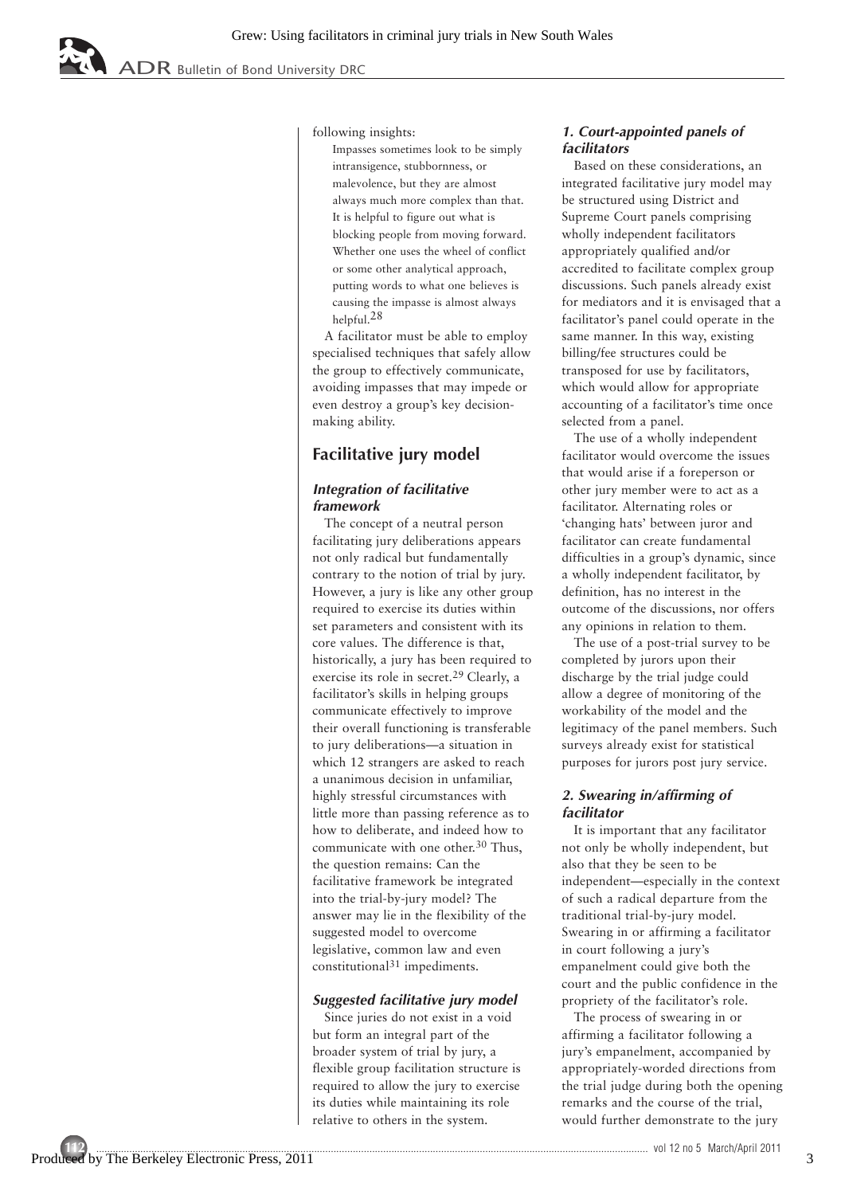following insights:

> Impasses sometimes look to be simply intransigence, stubbornness, or malevolence, but they are almost always much more complex than that. It is helpful to figure out what is blocking people from moving forward. Whether one uses the wheel of conflict or some other analytical approach, putting words to what one believes is causing the impasse is almost always helpful.[28]

A facilitator must be able to employ specialised techniques that safely allow the group to effectively communicate, avoiding impasses that may impede or even destroy a group's key decision-making ability.

## Facilitative jury model

### *Integration of facilitative framework*

The concept of a neutral person facilitating jury deliberations appears not only radical but fundamentally contrary to the notion of trial by jury. However, a jury is like any other group required to exercise its duties within set parameters and consistent with its core values. The difference is that, historically, a jury has been required to exercise its role in secret.[29] Clearly, a facilitator's skills in helping groups communicate effectively to improve their overall functioning is transferable to jury deliberations—a situation in which 12 strangers are asked to reach a unanimous decision in unfamiliar, highly stressful circumstances with little more than passing reference as to how to deliberate, and indeed how to communicate with one other.[30] Thus, the question remains: Can the facilitative framework be integrated into the trial-by-jury model? The answer may lie in the flexibility of the suggested model to overcome legislative, common law and even constitutional[31] impediments.

### *Suggested facilitative jury model*

Since juries do not exist in a void but form an integral part of the broader system of trial by jury, a flexible group facilitation structure is required to allow the jury to exercise its duties while maintaining its role relative to others in the system.

### *1. Court-appointed panels of facilitators*

Based on these considerations, an integrated facilitative jury model may be structured using District and Supreme Court panels comprising wholly independent facilitators appropriately qualified and/or accredited to facilitate complex group discussions. Such panels already exist for mediators and it is envisaged that a facilitator's panel could operate in the same manner. In this way, existing billing/fee structures could be transposed for use by facilitators, which would allow for appropriate accounting of a facilitator's time once selected from a panel.

The use of a wholly independent facilitator would overcome the issues that would arise if a foreperson or other jury member were to act as a facilitator. Alternating roles or 'changing hats' between juror and facilitator can create fundamental difficulties in a group's dynamic, since a wholly independent facilitator, by definition, has no interest in the outcome of the discussions, nor offers any opinions in relation to them.

The use of a post-trial survey to be completed by jurors upon their discharge by the trial judge could allow a degree of monitoring of the workability of the model and the legitimacy of the panel members. Such surveys already exist for statistical purposes for jurors post jury service.

### *2. Swearing in/affirming of facilitator*

It is important that any facilitator not only be wholly independent, but also that they be seen to be independent—especially in the context of such a radical departure from the traditional trial-by-jury model. Swearing in or affirming a facilitator in court following a jury's empanelment could give both the court and the public confidence in the propriety of the facilitator's role.

The process of swearing in or affirming a facilitator following a jury's empanelment, accompanied by appropriately-worded directions from the trial judge during both the opening remarks and the course of the trial, would further demonstrate to the jury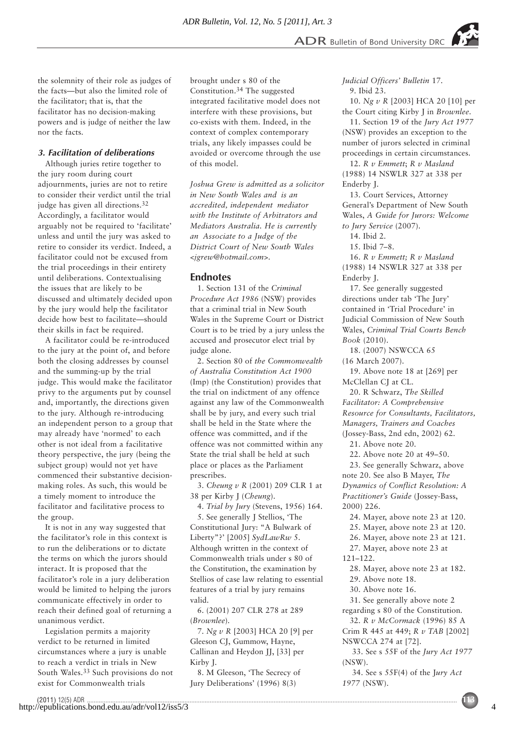the solemnity of their role as judges of the facts—but also the limited role of the facilitator; that is, that the facilitator has no decision-making powers and is judge of neither the law nor the facts.

### *3. Facilitation of deliberations*

Although juries retire together to the jury room during court adjournments, juries are not to retire to consider their verdict until the trial judge has given all directions.[32] Accordingly, a facilitator would arguably not be required to 'facilitate' unless and until the jury was asked to retire to consider its verdict. Indeed, a facilitator could not be excused from the trial proceedings in their entirety until deliberations. Contextualising the issues that are likely to be discussed and ultimately decided upon by the jury would help the facilitator decide how best to facilitate—should their skills in fact be required.

A facilitator could be re-introduced to the jury at the point of, and before both the closing addresses by counsel and the summing-up by the trial judge. This would make the facilitator privy to the arguments put by counsel and, importantly, the directions given to the jury. Although re-introducing an independent person to a group that may already have 'normed' to each other is not ideal from a facilitative theory perspective, the jury (being the subject group) would not yet have commenced their substantive decision-making roles. As such, this would be a timely moment to introduce the facilitator and facilitative process to the group.

It is not in any way suggested that the facilitator's role in this context is to run the deliberations or to dictate the terms on which the jurors should interact. It is proposed that the facilitator's role in a jury deliberation would be limited to helping the jurors communicate effectively in order to reach their defined goal of returning a unanimous verdict.

Legislation permits a majority verdict to be returned in limited circumstances where a jury is unable to reach a verdict in trials in New South Wales.[33] Such provisions do not exist for Commonwealth trials brought under s 80 of the Constitution.[34] The suggested integrated facilitative model does not interfere with these provisions, but co-exists with them. Indeed, in the context of complex contemporary trials, any likely impasses could be avoided or overcome through the use of this model.

*Joshua Grew is admitted as a solicitor in New South Wales and is an accredited, independent mediator with the Institute of Arbitrators and Mediators Australia. He is currently an Associate to a Judge of the District Court of New South Wales <jgrew@hotmail.com>.*

## Endnotes

1. Section 131 of the *Criminal Procedure Act 1986* (NSW) provides that a criminal trial in New South Wales in the Supreme Court or District Court is to be tried by a jury unless the accused and prosecutor elect trial by judge alone.

2. Section 80 of *the Commonwealth of Australia Constitution Act 1900* (Imp) (the Constitution) provides that the trial on indictment of any offence against any law of the Commonwealth shall be by jury, and every such trial shall be held in the State where the offence was committed, and if the offence was not committed within any State the trial shall be held at such place or places as the Parliament prescribes.

3. *Cheung v R* (2001) 209 CLR 1 at 38 per Kirby J (*Cheung*).

4. *Trial by Jury* (Stevens, 1956) 164.

5. See generally J Stellios, 'The Constitutional Jury: "A Bulwark of Liberty"?' [2005] *SydLawRw* 5. Although written in the context of Commonwealth trials under s 80 of the Constitution, the examination by Stellios of case law relating to essential features of a trial by jury remains valid.

6. (2001) 207 CLR 278 at 289 (*Brownlee*).

7. *Ng v R* [2003] HCA 20 [9] per Gleeson CJ, Gummow, Hayne, Callinan and Heydon JJ, [33] per Kirby J.

8. M Gleeson, 'The Secrecy of Jury Deliberations' (1996) 8(3) *Judicial Officers' Bulletin* 17.

9. Ibid 23.

10. *Ng v R* [2003] HCA 20 [10] per the Court citing Kirby J in *Brownlee*.

11. Section 19 of the *Jury Act 1977* (NSW) provides an exception to the number of jurors selected in criminal proceedings in certain circumstances.

12. *R v Emmett*; *R v Masland* (1988) 14 NSWLR 327 at 338 per Enderby J.

13. Court Services, Attorney General's Department of New South Wales, *A Guide for Jurors: Welcome to Jury Service* (2007).

14. Ibid 2.

15. Ibid 7–8.

16. *R v Emmett; R v Masland* (1988) 14 NSWLR 327 at 338 per Enderby J.

17. See generally suggested directions under tab 'The Jury' contained in 'Trial Procedure' in Judicial Commission of New South Wales, *Criminal Trial Courts Bench Book* (2010).

18. (2007) NSWCCA 65 (16 March 2007).

19. Above note 18 at [269] per McClellan CJ at CL.

20. R Schwarz, *The Skilled Facilitator: A Comprehensive Resource for Consultants, Facilitators, Managers, Trainers and Coaches* (Jossey-Bass, 2nd edn, 2002) 62.

21. Above note 20.

22. Above note 20 at 49–50.

23. See generally Schwarz, above note 20. See also B Mayer, *The Dynamics of Conflict Resolution: A Practitioner's Guide* (Jossey-Bass, 2000) 226.

24. Mayer, above note 23 at 120.

25. Mayer, above note 23 at 120.

26. Mayer, above note 23 at 121.

27. Mayer, above note 23 at 121–122.

28. Mayer, above note 23 at 182.

29. Above note 18.

30. Above note 16.

31. See generally above note 2 regarding s 80 of the Constitution.

32. *R v McCormack* (1996) 85 A Crim R 445 at 449; *R v TAB* [2002] NSWCCA 274 at [72].

33. See s 55F of the *Jury Act 1977* (NSW).

34. See s 55F(4) of the *Jury Act 1977* (NSW).